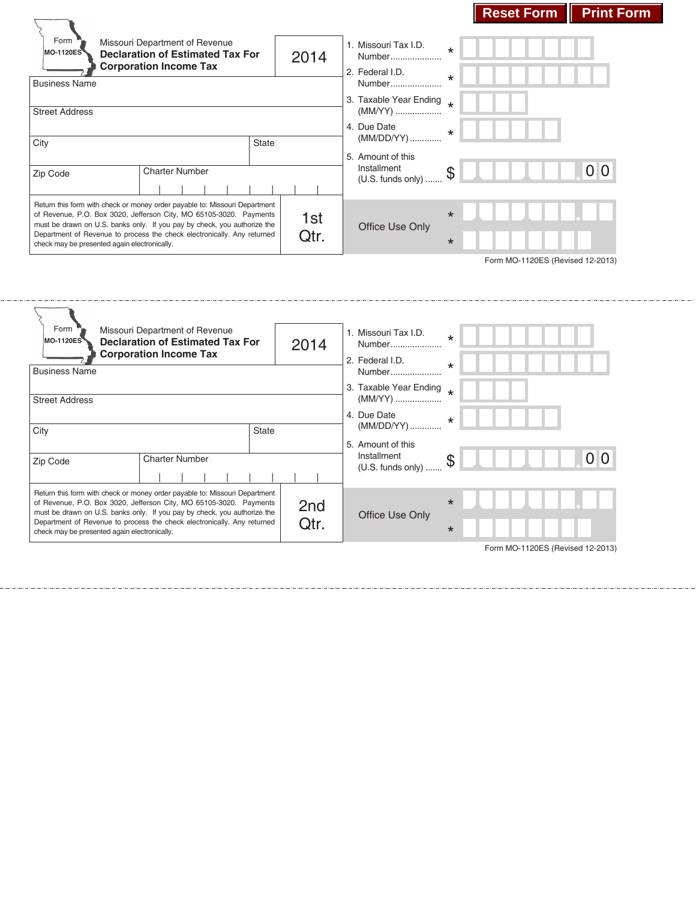Reset Form | Print Form

Form MO-1120ES

Missouri Department of Revenue
**Declaration of Estimated Tax For Corporation Income Tax**

**2014**

Business Name

Street Address

City | State

Zip Code | Charter Number

Return this form with check or money order payable to: Missouri Department of Revenue, P.O. Box 3020, Jefferson City, MO 65105-3020. Payments must be drawn on U.S. banks only. If you pay by check, you authorize the Department of Revenue to process the check electronically. Any returned check may be presented again electronically.

**1st Qtr.**

1. Missouri Tax I.D. Number..................... *
2. Federal I.D. Number..................... *
3. Taxable Year Ending (MM/YY) ................... *
4. Due Date (MM/DD/YY)............. *
5. Amount of this Installment (U.S. funds only) ....... $ . 0 0

Office Use Only *
*

Form MO-1120ES (Revised 12-2013)

---

Form MO-1120ES

Missouri Department of Revenue
**Declaration of Estimated Tax For Corporation Income Tax**

**2014**

Business Name

Street Address

City | State

Zip Code | Charter Number

Return this form with check or money order payable to: Missouri Department of Revenue, P.O. Box 3020, Jefferson City, MO 65105-3020. Payments must be drawn on U.S. banks only. If you pay by check, you authorize the Department of Revenue to process the check electronically. Any returned check may be presented again electronically.

**2nd Qtr.**

1. Missouri Tax I.D. Number..................... *
2. Federal I.D. Number..................... *
3. Taxable Year Ending (MM/YY) ................... *
4. Due Date (MM/DD/YY)............. *
5. Amount of this Installment (U.S. funds only) ....... $ . 0 0

Office Use Only *
*

Form MO-1120ES (Revised 12-2013)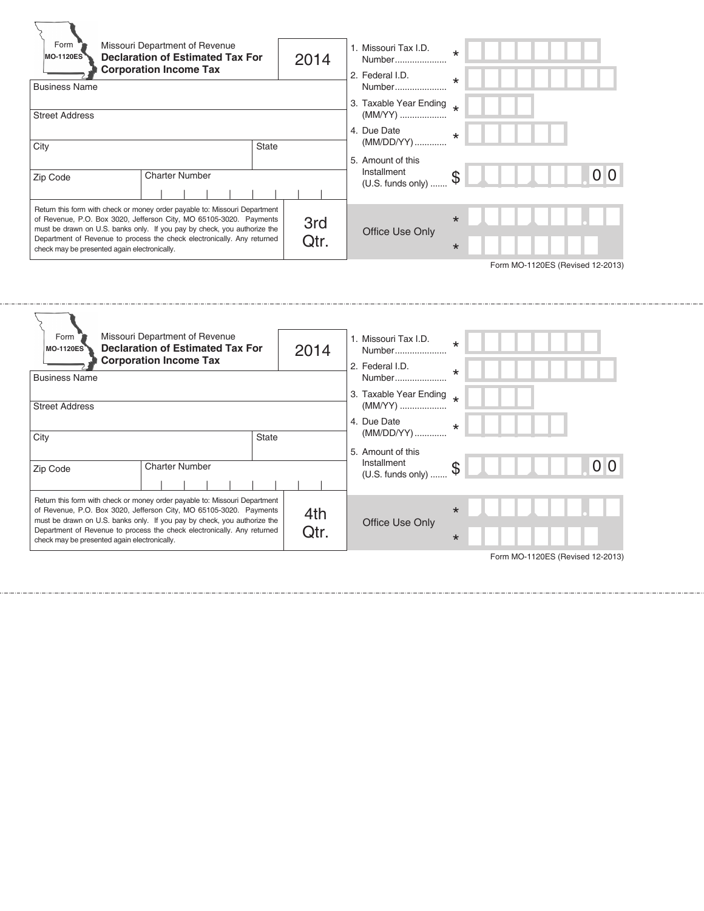Form MO-1120ES

Missouri Department of Revenue
**Declaration of Estimated Tax For Corporation Income Tax**

2014

| | |
|---|---|
| Business Name | |
| Street Address | |
| City | State |
| Zip Code | Charter Number |

Return this form with check or money order payable to: Missouri Department of Revenue, P.O. Box 3020, Jefferson City, MO 65105-3020. Payments must be drawn on U.S. banks only. If you pay by check, you authorize the Department of Revenue to process the check electronically. Any returned check may be presented again electronically.

3rd Qtr.

1. Missouri Tax I.D. Number..................... *
2. Federal I.D. Number..................... *
3. Taxable Year Ending (MM/YY) ................... *
4. Due Date (MM/DD/YY)............. *
5. Amount of this Installment (U.S. funds only) ....... $ .0 0

Office Use Only *

*

Form MO-1120ES (Revised 12-2013)

---

Form MO-1120ES

Missouri Department of Revenue
**Declaration of Estimated Tax For Corporation Income Tax**

2014

| | |
|---|---|
| Business Name | |
| Street Address | |
| City | State |
| Zip Code | Charter Number |

Return this form with check or money order payable to: Missouri Department of Revenue, P.O. Box 3020, Jefferson City, MO 65105-3020. Payments must be drawn on U.S. banks only. If you pay by check, you authorize the Department of Revenue to process the check electronically. Any returned check may be presented again electronically.

4th Qtr.

1. Missouri Tax I.D. Number..................... *
2. Federal I.D. Number..................... *
3. Taxable Year Ending (MM/YY) ................... *
4. Due Date (MM/DD/YY)............. *
5. Amount of this Installment (U.S. funds only) ....... $ .0 0

Office Use Only *

*

Form MO-1120ES (Revised 12-2013)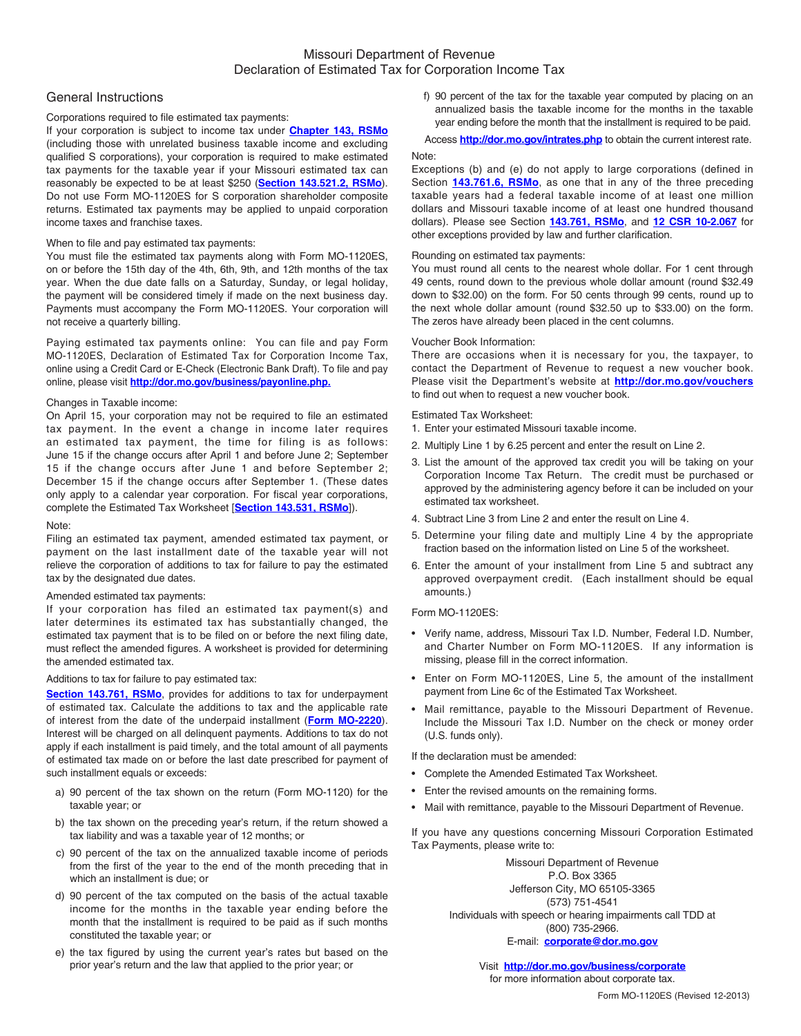# Missouri Department of Revenue
## Declaration of Estimated Tax for Corporation Income Tax

## General Instructions

Corporations required to file estimated tax payments:
If your corporation is subject to income tax under **Chapter 143, RSMo** (including those with unrelated business taxable income and excluding qualified S corporations), your corporation is required to make estimated tax payments for the taxable year if your Missouri estimated tax can reasonably be expected to be at least $250 (**Section 143.521.2, RSMo**). Do not use Form MO-1120ES for S corporation shareholder composite returns. Estimated tax payments may be applied to unpaid corporation income taxes and franchise taxes.

When to file and pay estimated tax payments:
You must file the estimated tax payments along with Form MO-1120ES, on or before the 15th day of the 4th, 6th, 9th, and 12th months of the tax year. When the due date falls on a Saturday, Sunday, or legal holiday, the payment will be considered timely if made on the next business day. Payments must accompany the Form MO-1120ES. Your corporation will not receive a quarterly billing.

Paying estimated tax payments online: You can file and pay Form MO-1120ES, Declaration of Estimated Tax for Corporation Income Tax, online using a Credit Card or E-Check (Electronic Bank Draft). To file and pay online, please visit **http://dor.mo.gov/business/payonline.php.**

Changes in Taxable income:
On April 15, your corporation may not be required to file an estimated tax payment. In the event a change in income later requires an estimated tax payment, the time for filing is as follows: June 15 if the change occurs after April 1 and before June 2; September 15 if the change occurs after June 1 and before September 2; December 15 if the change occurs after September 1. (These dates only apply to a calendar year corporation. For fiscal year corporations, complete the Estimated Tax Worksheet [**Section 143.531, RSMo**]).

Note:
Filing an estimated tax payment, amended estimated tax payment, or payment on the last installment date of the taxable year will not relieve the corporation of additions to tax for failure to pay the estimated tax by the designated due dates.

Amended estimated tax payments:
If your corporation has filed an estimated tax payment(s) and later determines its estimated tax has substantially changed, the estimated tax payment that is to be filed on or before the next filing date, must reflect the amended figures. A worksheet is provided for determining the amended estimated tax.

Additions to tax for failure to pay estimated tax:
**Section 143.761, RSMo**, provides for additions to tax for underpayment of estimated tax. Calculate the additions to tax and the applicable rate of interest from the date of the underpaid installment (**Form MO-2220**). Interest will be charged on all delinquent payments. Additions to tax do not apply if each installment is paid timely, and the total amount of all payments of estimated tax made on or before the last date prescribed for payment of such installment equals or exceeds:

a) 90 percent of the tax shown on the return (Form MO-1120) for the taxable year; or
b) the tax shown on the preceding year's return, if the return showed a tax liability and was a taxable year of 12 months; or
c) 90 percent of the tax on the annualized taxable income of periods from the first of the year to the end of the month preceding that in which an installment is due; or
d) 90 percent of the tax computed on the basis of the actual taxable income for the months in the taxable year ending before the month that the installment is required to be paid as if such months constituted the taxable year; or
e) the tax figured by using the current year's rates but based on the prior year's return and the law that applied to the prior year; or
f) 90 percent of the tax for the taxable year computed by placing on an annualized basis the taxable income for the months in the taxable year ending before the month that the installment is required to be paid.

Access **http://dor.mo.gov/intrates.php** to obtain the current interest rate.

Note:
Exceptions (b) and (e) do not apply to large corporations (defined in Section **143.761.6, RSMo**, as one that in any of the three preceding taxable years had a federal taxable income of at least one million dollars and Missouri taxable income of at least one hundred thousand dollars). Please see Section **143.761, RSMo**, and **12 CSR 10-2.067** for other exceptions provided by law and further clarification.

Rounding on estimated tax payments:
You must round all cents to the nearest whole dollar. For 1 cent through 49 cents, round down to the previous whole dollar amount (round $32.49 down to $32.00) on the form. For 50 cents through 99 cents, round up to the next whole dollar amount (round $32.50 up to $33.00) on the form. The zeros have already been placed in the cent columns.

Voucher Book Information:
There are occasions when it is necessary for you, the taxpayer, to contact the Department of Revenue to request a new voucher book. Please visit the Department's website at **http://dor.mo.gov/vouchers** to find out when to request a new voucher book.

Estimated Tax Worksheet:

1. Enter your estimated Missouri taxable income.
2. Multiply Line 1 by 6.25 percent and enter the result on Line 2.
3. List the amount of the approved tax credit you will be taking on your Corporation Income Tax Return. The credit must be purchased or approved by the administering agency before it can be included on your estimated tax worksheet.
4. Subtract Line 3 from Line 2 and enter the result on Line 4.
5. Determine your filing date and multiply Line 4 by the appropriate fraction based on the information listed on Line 5 of the worksheet.
6. Enter the amount of your installment from Line 5 and subtract any approved overpayment credit. (Each installment should be equal amounts.)

Form MO-1120ES:

- Verify name, address, Missouri Tax I.D. Number, Federal I.D. Number, and Charter Number on Form MO-1120ES. If any information is missing, please fill in the correct information.
- Enter on Form MO-1120ES, Line 5, the amount of the installment payment from Line 6c of the Estimated Tax Worksheet.
- Mail remittance, payable to the Missouri Department of Revenue. Include the Missouri Tax I.D. Number on the check or money order (U.S. funds only).

If the declaration must be amended:

- Complete the Amended Estimated Tax Worksheet.
- Enter the revised amounts on the remaining forms.
- Mail with remittance, payable to the Missouri Department of Revenue.

If you have any questions concerning Missouri Corporation Estimated Tax Payments, please write to:

Missouri Department of Revenue
P.O. Box 3365
Jefferson City, MO 65105-3365
(573) 751-4541
Individuals with speech or hearing impairments call TDD at
(800) 735-2966.
E-mail: **corporate@dor.mo.gov**

Visit **http://dor.mo.gov/business/corporate**
for more information about corporate tax.

Form MO-1120ES (Revised 12-2013)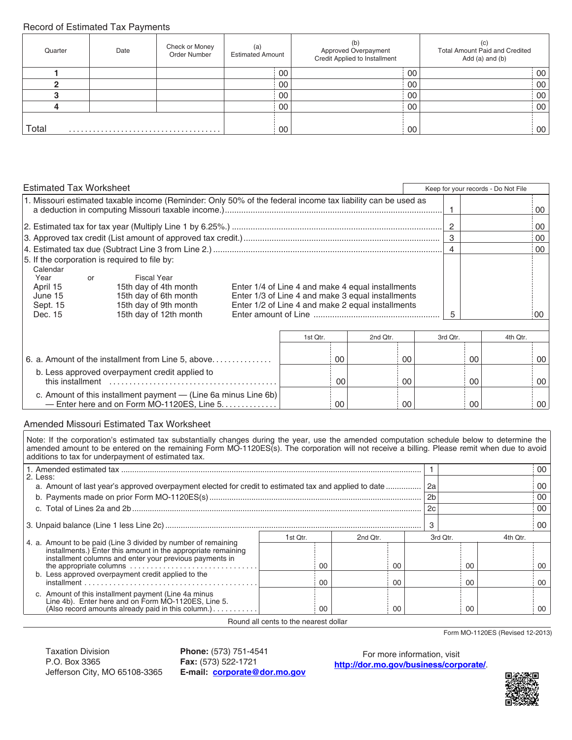## Record of Estimated Tax Payments

| Quarter | Date | Check or Money Order Number | (a) Estimated Amount | (b) Approved Overpayment Credit Applied to Installment | (c) Total Amount Paid and Credited Add (a) and (b) |
|---|---|---|---|---|---|
| 1 | | | 00 | 00 | 00 |
| 2 | | | 00 | 00 | 00 |
| 3 | | | 00 | 00 | 00 |
| 4 | | | 00 | 00 | 00 |
| Total | | | 00 | 00 | 00 |

## Estimated Tax Worksheet

Keep for your records - Do Not File

| | | |
|---|---|---|
| 1. Missouri estimated taxable income (Reminder: Only 50% of the federal income tax liability can be used as a deduction in computing Missouri taxable income.) | 1 | 00 |
| 2. Estimated tax for tax year (Multiply Line 1 by 6.25%.) | 2 | 00 |
| 3. Approved tax credit (List amount of approved tax credit.) | 3 | 00 |
| 4. Estimated tax due (Subtract Line 3 from Line 2.) | 4 | 00 |
| 5. If the corporation is required to file by: | | |
| Calendar Year or Fiscal Year | | |
| April 15 — 15th day of 4th month — Enter 1/4 of Line 4 and make 4 equal installments | | |
| June 15 — 15th day of 6th month — Enter 1/3 of Line 4 and make 3 equal installments | | |
| Sept. 15 — 15th day of 9th month — Enter 1/2 of Line 4 and make 2 equal installments | | |
| Dec. 15 — 15th day of 12th month — Enter amount of Line | 5 | 00 |

| | 1st Qtr. | 2nd Qtr. | 3rd Qtr. | 4th Qtr. |
|---|---|---|---|---|
| 6. a. Amount of the installment from Line 5, above. | 00 | 00 | 00 | 00 |
| b. Less approved overpayment credit applied to this installment | 00 | 00 | 00 | 00 |
| c. Amount of this installment payment — (Line 6a minus Line 6b) — Enter here and on Form MO-1120ES, Line 5. | 00 | 00 | 00 | 00 |

## Amended Missouri Estimated Tax Worksheet

Note: If the corporation's estimated tax substantially changes during the year, use the amended computation schedule below to determine the amended amount to be entered on the remaining Form MO-1120ES(s). The corporation will not receive a billing. Please remit when due to avoid additions to tax for underpayment of estimated tax.

| | | |
|---|---|---|
| 1. Amended estimated tax | 1 | 00 |
| 2. Less: | | |
| a. Amount of last year's approved overpayment elected for credit to estimated tax and applied to date | 2a | 00 |
| b. Payments made on prior Form MO-1120ES(s) | 2b | 00 |
| c. Total of Lines 2a and 2b | 2c | 00 |
| 3. Unpaid balance (Line 1 less Line 2c) | 3 | 00 |

| | 1st Qtr. | 2nd Qtr. | 3rd Qtr. | 4th Qtr. |
|---|---|---|---|---|
| 4. a. Amount to be paid (Line 3 divided by number of remaining installments.) Enter this amount in the appropriate remaining installment columns and enter your previous payments in the appropriate columns | 00 | 00 | 00 | 00 |
| b. Less approved overpayment credit applied to the installment | 00 | 00 | 00 | 00 |
| c. Amount of this installment payment (Line 4a minus Line 4b). Enter here and on Form MO-1120ES, Line 5. (Also record amounts already paid in this column.) | 00 | 00 | 00 | 00 |

Round all cents to the nearest dollar

Form MO-1120ES (Revised 12-2013)

Taxation Division
P.O. Box 3365
Jefferson City, MO 65108-3365

**Phone:** (573) 751-4541
**Fax:** (573) 522-1721
**E-mail:** corporate@dor.mo.gov

For more information, visit http://dor.mo.gov/business/corporate/.